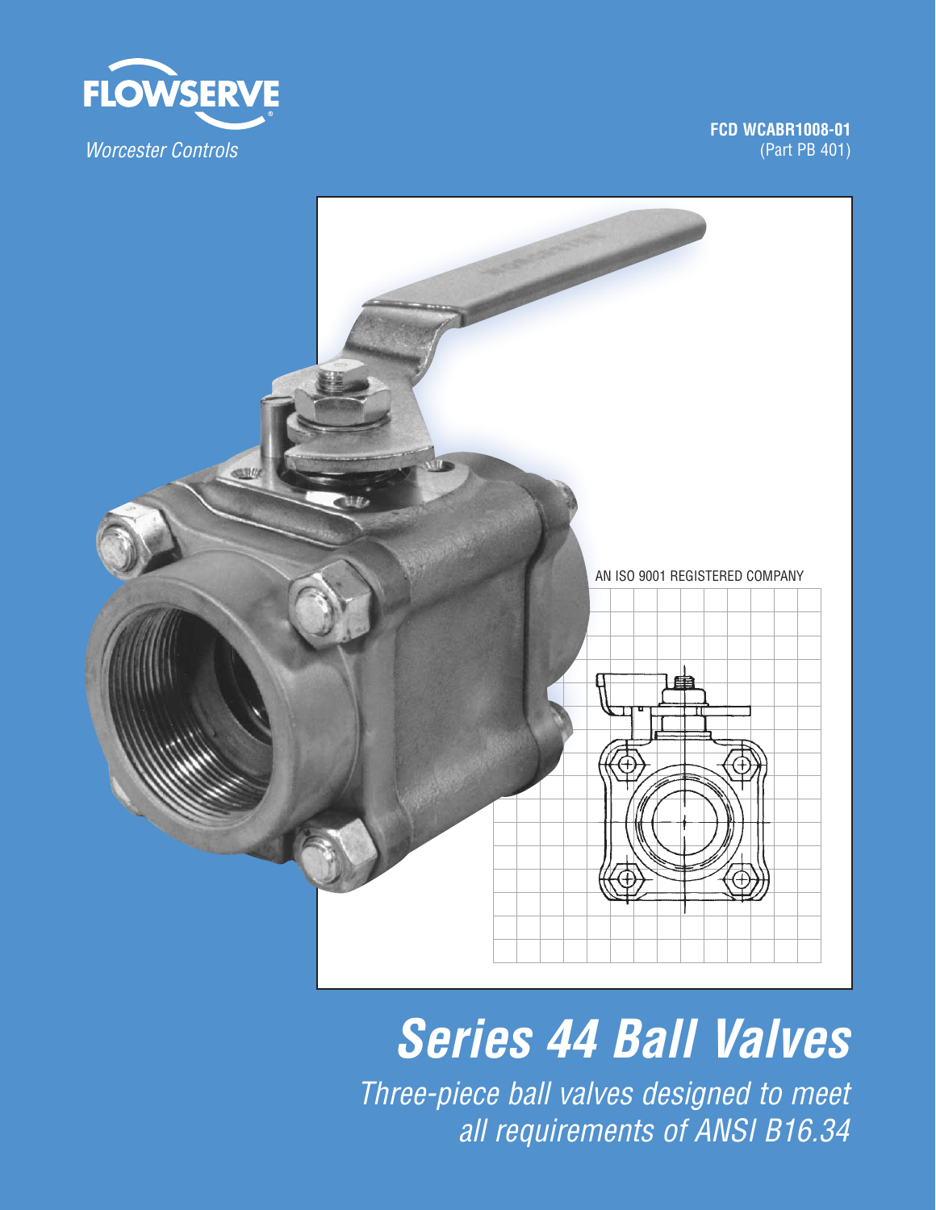FLOWSERVE

*Worcester Controls*

**FCD WCABR1008-01**
(Part PB 401)

AN ISO 9001 REGISTERED COMPANY

# *Series 44 Ball Valves*

*Three-piece ball valves designed to meet all requirements of ANSI B16.34*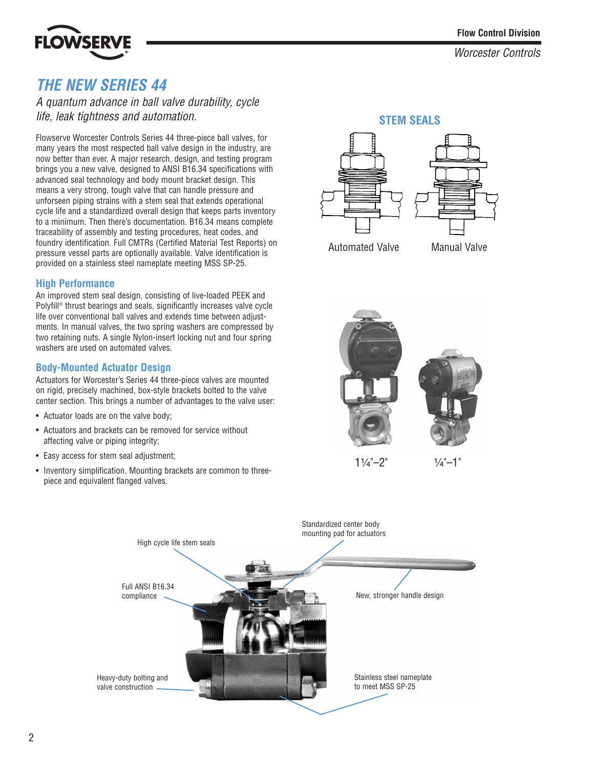# THE NEW SERIES 44

*A quantum advance in ball valve durability, cycle life, leak tightness and automation.*

Flowserve Worcester Controls Series 44 three-piece ball valves, for many years the most respected ball valve design in the industry, are now better than ever. A major research, design, and testing program brings you a new valve, designed to ANSI B16.34 specifications with advanced seal technology and body mount bracket design. This means a very strong, tough valve that can handle pressure and unforseen piping strains with a stem seal that extends operational cycle life and a standardized overall design that keeps parts inventory to a minimum. Then there's documentation. B16.34 means complete traceability of assembly and testing procedures, heat codes, and foundry identification. Full CMTRs (Certified Material Test Reports) on pressure vessel parts are optionally available. Valve identification is provided on a stainless steel nameplate meeting MSS SP-25.

## High Performance

An improved stem seal design, consisting of live-loaded PEEK and Polyfill® thrust bearings and seals, significantly increases valve cycle life over conventional ball valves and extends time between adjustments. In manual valves, the two spring washers are compressed by two retaining nuts. A single Nylon-insert locking nut and four spring washers are used on automated valves.

## Body-Mounted Actuator Design

Actuators for Worcester's Series 44 three-piece valves are mounted on rigid, precisely machined, box-style brackets bolted to the valve center section. This brings a number of advantages to the valve user:

- Actuator loads are on the valve body;
- Actuators and brackets can be removed for service without affecting valve or piping integrity;
- Easy access for stem seal adjustment;
- Inventory simplification. Mounting brackets are common to three-piece and equivalent flanged valves.

## STEM SEALS

Automated Valve

Manual Valve

1¼"–2"

¼"–1"

High cycle life stem seals

Standardized center body mounting pad for actuators

Full ANSI B16.34 compliance

New, stronger handle design

Heavy-duty bolting and valve construction

Stainless steel nameplate to meet MSS SP-25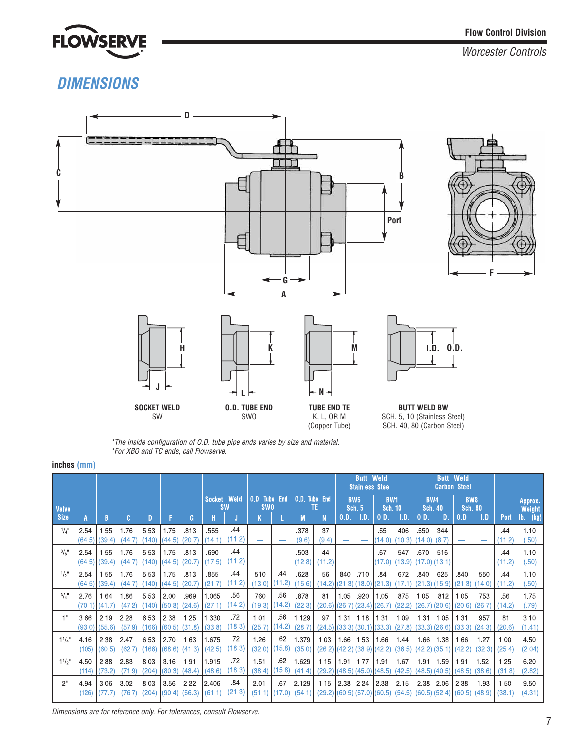## DIMENSIONS

SOCKET WELD
SW

O.D. TUBE END
SWO

TUBE END TE
K, L, OR M
(Copper Tube)

BUTT WELD BW
SCH. 5, 10 (Stainless Steel)
SCH. 40, 80 (Carbon Steel)

*The inside configuration of O.D. tube pipe ends varies by size and material.
*For XBO and TC ends, call Flowserve.

**inches (mm)**

| Valve Size | A | B | C | D | F | G | Socket Weld SW | | O.D. Tube End SWO | | O.D. Tube End TE | | Butt Weld Stainless Steel | | | | Butt Weld Carbon Steel | | | | Port | Approx. Weight |
|---|---|---|---|---|---|---|---|---|---|---|---|---|---|---|---|---|---|---|---|---|---|---|
| | | | | | | | | | | | | | BW5 Sch. 5 | | BW1 Sch. 10 | | BW4 Sch. 40 | | BW8 Sch. 80 | | | |
| | | | | | | | H | J | K | L | M | N | O.D. | I.D. | O.D. | I.D. | O.D. | I.D. | O.D | I.D. | | lb. (kg) |
| 1/4" | 2.54 (64.5) | 1.55 (39.4) | 1.76 (44.7) | 5.53 (140) | 1.75 (44.5) | .813 (20.7) | .555 (14.1) | .44 (11.2) | — | — | .378 (9.6) | .37 (9.4) | — | — | .55 (14.0) | .406 (10.3) | .550 (14.0) | .344 (8.7) | — | — | .44 (11.2) | 1.10 (.50) |
| 3/8" | 2.54 (64.5) | 1.55 (39.4) | 1.76 (44.7) | 5.53 (140) | 1.75 (44.5) | .813 (20.7) | .690 (17.5) | .44 (11.2) | — | — | .503 (12.8) | .44 (11.2) | — | — | .67 (17.0) | .547 (13.9) | .670 (17.0) | .516 (13.1) | — | — | .44 (11.2) | 1.10 (.50) |
| 1/2" | 2.54 (64.5) | 1.55 (39.4) | 1.76 (44.7) | 5.53 (140) | 1.75 (44.5) | .813 (20.7) | .855 (21.7) | .44 (11.2) | .510 (13.0) | .44 (11.2) | .628 (15.6) | .56 (14.2) | .840 (21.3) | .710 (18.0) | .84 (21.3) | .672 (17.1) | .840 (21.3) | .625 (15.9) | .840 (21.3) | .550 (14.0) | .44 (11.2) | 1.10 (.50) |
| 3/4" | 2.76 (70.1) | 1.64 (41.7) | 1.86 (47.2) | 5.53 (140) | 2.00 (50.8) | .969 (24.6) | 1.065 (27.1) | .56 (14.2) | .760 (19.3) | .56 (14.2) | .878 (22.3) | .81 (20.6) | 1.05 (26.7) | .920 (23.4) | 1.05 (26.7) | .875 (22.2) | 1.05 (26.7) | .812 (20.6) | 1.05 (20.6) | .753 (26.7) | .56 (14.2) | 1.75 (.79) |
| 1" | 3.66 (93.0) | 2.19 (55.6) | 2.28 (57.9) | 6.53 (166) | 2.38 (60.5) | 1.25 (31.8) | 1.330 (33.8) | .72 (18.3) | 1.01 (25.7) | .56 (14.2) | 1.129 (28.7) | .97 (24.5) | 1.31 (33.3) | 1.18 (30.1) | 1.31 (33.3) | 1.09 (27.8) | 1.31 (33.3) | 1.05 (26.6) | 1.31 (33.3) | .957 (24.3) | .81 (20.6) | 3.10 (1.41) |
| 1 1/4" | 4.16 (105) | 2.38 (60.5) | 2.47 (62.7) | 6.53 (166) | 2.70 (68.6) | 1.63 (41.3) | 1.675 (42.5) | .72 (18.3) | 1.26 (32.0) | .62 (15.8) | 1.379 (35.0) | 1.03 (26.2) | 1.66 (42.2) | 1.53 (38.9) | 1.66 (42.2) | 1.44 (36.5) | 1.66 (42.2) | 1.38 (35.1) | 1.66 (42.2) | 1.27 (32.3) | 1.00 (25.4) | 4.50 (2.04) |
| 1 1/2" | 4.50 (114) | 2.88 (73.2) | 2.83 (71.9) | 8.03 (204) | 3.16 (80.3) | 1.91 (48.4) | 1.915 (48.6) | .72 (18.3) | 1.51 (38.4) | .62 (15.8) | 1.629 (41.4) | 1.15 (29.2) | 1.91 (48.5) | 1.77 (45.0) | 1.91 (48.5) | 1.67 (42.5) | 1.91 (48.5) | 1.59 (40.5) | 1.91 (48.5) | 1.52 (38.6) | 1.25 (31.8) | 6.20 (2.82) |
| 2" | 4.94 (126) | 3.06 (77.7) | 3.02 (76.7) | 8.03 (204) | 3.56 (90.4) | 2.22 (56.3) | 2.406 (61.1) | .84 (21.3) | 2.01 (51.1) | .67 (17.0) | 2.129 (54.1) | 1.15 (29.2) | 2.38 (60.5) | 2.24 (57.0) | 2.38 (60.5) | 2.15 (54.5) | 2.38 (60.5) | 2.06 (52.4) | 2.38 (60.5) | 1.93 (48.9) | 1.50 (38.1) | 9.50 (4.31) |

*Dimensions are for reference only. For tolerances, consult Flowserve.*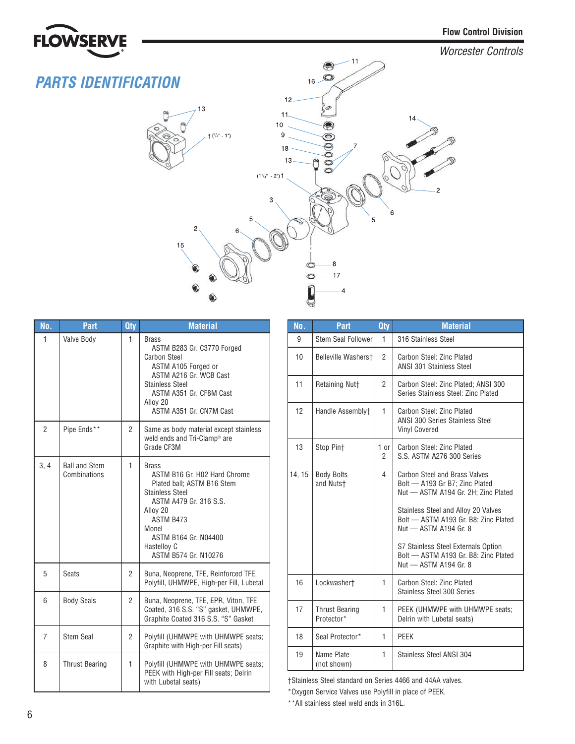## PARTS IDENTIFICATION

| No. | Part | Qty | Material |
|---|---|---|---|
| 1 | Valve Body | 1 | Brass<br>ASTM B283 Gr. C3770 Forged<br>Carbon Steel<br>ASTM A105 Forged or<br>ASTM A216 Gr. WCB Cast<br>Stainless Steel<br>ASTM A351 Gr. CF8M Cast<br>Alloy 20<br>ASTM A351 Gr. CN7M Cast |
| 2 | Pipe Ends** | 2 | Same as body material except stainless weld ends and Tri-Clamp® are Grade CF3M |
| 3, 4 | Ball and Stem Combinations | 1 | Brass<br>ASTM B16 Gr. H02 Hard Chrome Plated ball; ASTM B16 Stem<br>Stainless Steel<br>ASTM A479 Gr. 316 S.S.<br>Alloy 20<br>ASTM B473<br>Monel<br>ASTM B164 Gr. N04400<br>Hastelloy C<br>ASTM B574 Gr. N10276 |
| 5 | Seats | 2 | Buna, Neoprene, TFE, Reinforced TFE, Polyfill, UHMWPE, High-per Fill, Lubetal |
| 6 | Body Seals | 2 | Buna, Neoprene, TFE, EPR, Viton, TFE Coated, 316 S.S. "S" gasket, UHMWPE, Graphite Coated 316 S.S. "S" Gasket |
| 7 | Stem Seal | 2 | Polyfill (UHMWPE with UHMWPE seats; Graphite with High-per Fill seats) |
| 8 | Thrust Bearing | 1 | Polyfill (UHMWPE with UHMWPE seats; PEEK with High-per Fill seats; Delrin with Lubetal seats) |
| 9 | Stem Seal Follower | 1 | 316 Stainless Steel |
| 10 | Belleville Washers† | 2 | Carbon Steel: Zinc Plated<br>ANSI 301 Stainless Steel |
| 11 | Retaining Nut† | 2 | Carbon Steel: Zinc Plated; ANSI 300 Series Stainless Steel: Zinc Plated |
| 12 | Handle Assembly† | 1 | Carbon Steel: Zinc Plated<br>ANSI 300 Series Stainless Steel<br>Vinyl Covered |
| 13 | Stop Pin† | 1 or 2 | Carbon Steel: Zinc Plated<br>S.S. ASTM A276 300 Series |
| 14, 15 | Body Bolts and Nuts† | 4 | Carbon Steel and Brass Valves<br>Bolt — A193 Gr B7; Zinc Plated<br>Nut — ASTM A194 Gr. 2H; Zinc Plated<br><br>Stainless Steel and Alloy 20 Valves<br>Bolt — ASTM A193 Gr. B8: Zinc Plated<br>Nut — ASTM A194 Gr. 8<br><br>S7 Stainless Steel Externals Option<br>Bolt — ASTM A193 Gr. B8: Zinc Plated<br>Nut — ASTM A194 Gr. 8 |
| 16 | Lockwasher† | 1 | Carbon Steel: Zinc Plated<br>Stainless Steel 300 Series |
| 17 | Thrust Bearing Protector* | 1 | PEEK (UHMWPE with UHMWPE seats; Delrin with Lubetal seats) |
| 18 | Seal Protector* | 1 | PEEK |
| 19 | Name Plate (not shown) | 1 | Stainless Steel ANSI 304 |

†Stainless Steel standard on Series 4466 and 44AA valves.

*Oxygen Service Valves use Polyfill in place of PEEK.

**All stainless steel weld ends in 316L.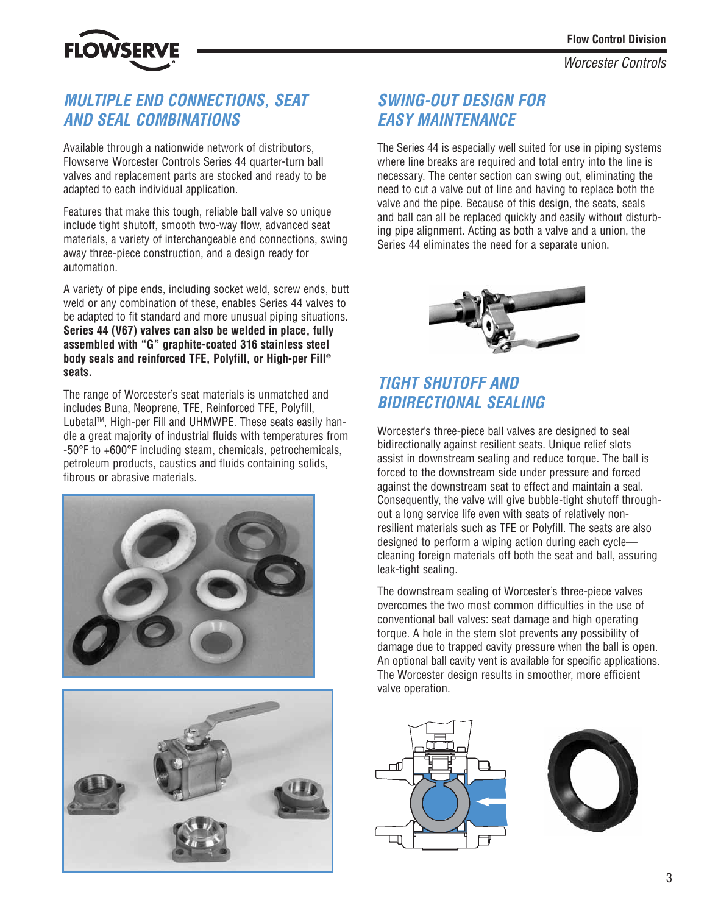## *MULTIPLE END CONNECTIONS, SEAT AND SEAL COMBINATIONS*

Available through a nationwide network of distributors, Flowserve Worcester Controls Series 44 quarter-turn ball valves and replacement parts are stocked and ready to be adapted to each individual application.

Features that make this tough, reliable ball valve so unique include tight shutoff, smooth two-way flow, advanced seat materials, a variety of interchangeable end connections, swing away three-piece construction, and a design ready for automation.

A variety of pipe ends, including socket weld, screw ends, butt weld or any combination of these, enables Series 44 valves to be adapted to fit standard and more unusual piping situations. **Series 44 (V67) valves can also be welded in place, fully assembled with "G" graphite-coated 316 stainless steel body seals and reinforced TFE, Polyfill, or High-per Fill® seats.**

The range of Worcester's seat materials is unmatched and includes Buna, Neoprene, TFE, Reinforced TFE, Polyfill, Lubetal™, High-per Fill and UHMWPE. These seats easily handle a great majority of industrial fluids with temperatures from -50°F to +600°F including steam, chemicals, petrochemicals, petroleum products, caustics and fluids containing solids, fibrous or abrasive materials.

## *SWING-OUT DESIGN FOR EASY MAINTENANCE*

The Series 44 is especially well suited for use in piping systems where line breaks are required and total entry into the line is necessary. The center section can swing out, eliminating the need to cut a valve out of line and having to replace both the valve and the pipe. Because of this design, the seats, seals and ball can all be replaced quickly and easily without disturbing pipe alignment. Acting as both a valve and a union, the Series 44 eliminates the need for a separate union.

## *TIGHT SHUTOFF AND BIDIRECTIONAL SEALING*

Worcester's three-piece ball valves are designed to seal bidirectionally against resilient seats. Unique relief slots assist in downstream sealing and reduce torque. The ball is forced to the downstream side under pressure and forced against the downstream seat to effect and maintain a seal. Consequently, the valve will give bubble-tight shutoff throughout a long service life even with seats of relatively non-resilient materials such as TFE or Polyfill. The seats are also designed to perform a wiping action during each cycle—cleaning foreign materials off both the seat and ball, assuring leak-tight sealing.

The downstream sealing of Worcester's three-piece valves overcomes the two most common difficulties in the use of conventional ball valves: seat damage and high operating torque. A hole in the stem slot prevents any possibility of damage due to trapped cavity pressure when the ball is open. An optional ball cavity vent is available for specific applications. The Worcester design results in smoother, more efficient valve operation.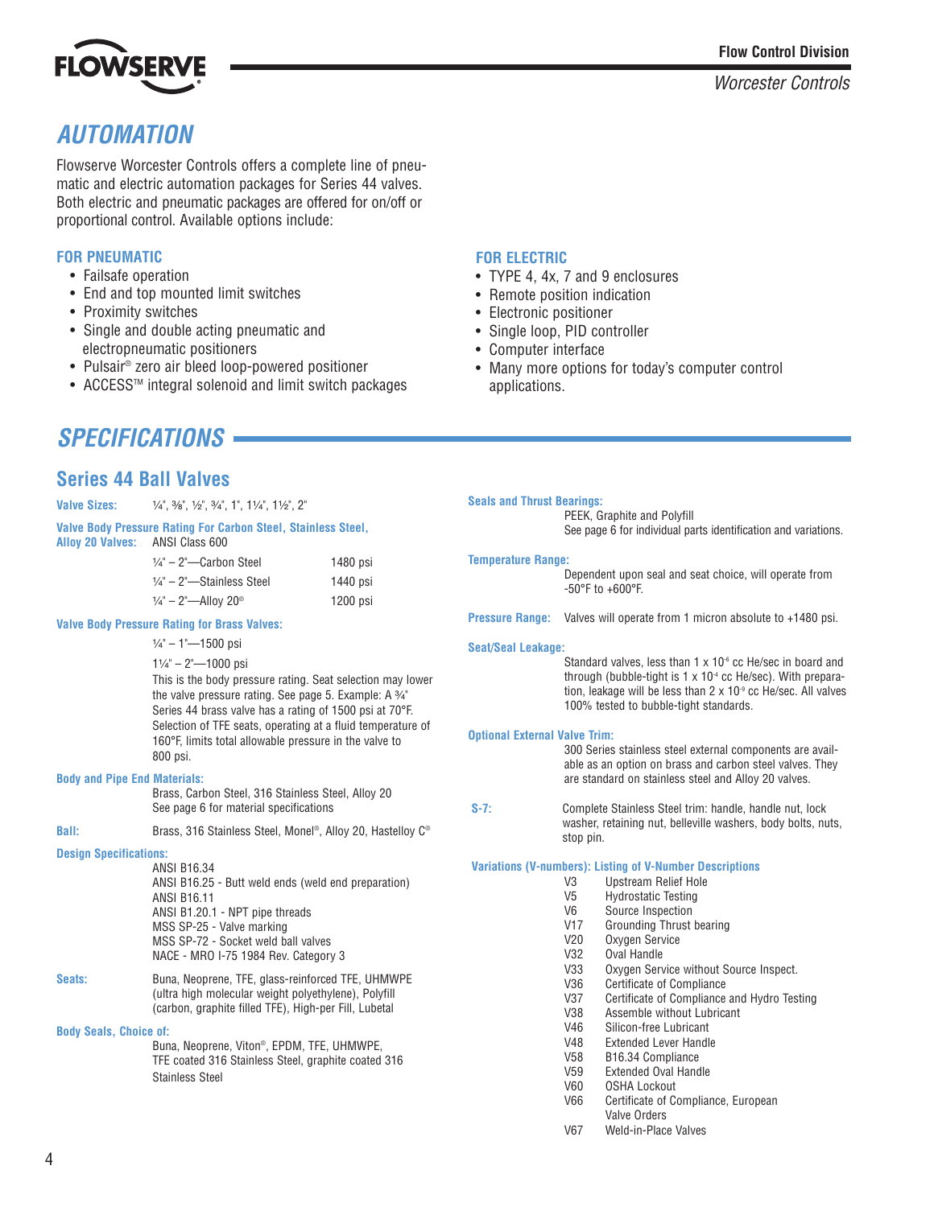## AUTOMATION

Flowserve Worcester Controls offers a complete line of pneumatic and electric automation packages for Series 44 valves. Both electric and pneumatic packages are offered for on/off or proportional control. Available options include:

### FOR PNEUMATIC

- Failsafe operation
- End and top mounted limit switches
- Proximity switches
- Single and double acting pneumatic and electropneumatic positioners
- Pulsair® zero air bleed loop-powered positioner
- ACCESS™ integral solenoid and limit switch packages

### FOR ELECTRIC

- TYPE 4, 4x, 7 and 9 enclosures
- Remote position indication
- Electronic positioner
- Single loop, PID controller
- Computer interface
- Many more options for today's computer control applications.

## SPECIFICATIONS

### Series 44 Ball Valves

**Valve Sizes:** ¼", ⅜", ½", ¾", 1", 1¼", 1½", 2"

**Valve Body Pressure Rating For Carbon Steel, Stainless Steel, Alloy 20 Valves:** ANSI Class 600

| | |
|---|---|
| ¼" – 2"—Carbon Steel | 1480 psi |
| ¼" – 2"—Stainless Steel | 1440 psi |
| ¼" – 2"—Alloy 20® | 1200 psi |

**Valve Body Pressure Rating for Brass Valves:**

¼" – 1"—1500 psi

1¼" – 2"—1000 psi

This is the body pressure rating. Seat selection may lower the valve pressure rating. See page 5. Example: A ¾" Series 44 brass valve has a rating of 1500 psi at 70°F. Selection of TFE seats, operating at a fluid temperature of 160°F, limits total allowable pressure in the valve to 800 psi.

**Body and Pipe End Materials:**
Brass, Carbon Steel, 316 Stainless Steel, Alloy 20
See page 6 for material specifications

**Ball:** Brass, 316 Stainless Steel, Monel®, Alloy 20, Hastelloy C®

**Design Specifications:**
ANSI B16.34
ANSI B16.25 - Butt weld ends (weld end preparation)
ANSI B16.11
ANSI B1.20.1 - NPT pipe threads
MSS SP-25 - Valve marking
MSS SP-72 - Socket weld ball valves
NACE - MRO I-75 1984 Rev. Category 3

**Seats:** Buna, Neoprene, TFE, glass-reinforced TFE, UHMWPE (ultra high molecular weight polyethylene), Polyfill (carbon, graphite filled TFE), High-per Fill, Lubetal

**Body Seals, Choice of:**
Buna, Neoprene, Viton®, EPDM, TFE, UHMWPE, TFE coated 316 Stainless Steel, graphite coated 316 Stainless Steel

**Seals and Thrust Bearings:**
PEEK, Graphite and Polyfill
See page 6 for individual parts identification and variations.

**Temperature Range:**
Dependent upon seal and seat choice, will operate from -50°F to +600°F.

**Pressure Range:** Valves will operate from 1 micron absolute to +1480 psi.

**Seat/Seal Leakage:**
Standard valves, less than $1 \times 10^{-6}$ cc He/sec in board and through (bubble-tight is $1 \times 10^{-4}$ cc He/sec). With preparation, leakage will be less than $2 \times 10^{-9}$ cc He/sec. All valves 100% tested to bubble-tight standards.

**Optional External Valve Trim:**
300 Series stainless steel external components are available as an option on brass and carbon steel valves. They are standard on stainless steel and Alloy 20 valves.

**S-7:** Complete Stainless Steel trim: handle, handle nut, lock washer, retaining nut, belleville washers, body bolts, nuts, stop pin.

**Variations (V-numbers): Listing of V-Number Descriptions**

| | |
|---|---|
| V3 | Upstream Relief Hole |
| V5 | Hydrostatic Testing |
| V6 | Source Inspection |
| V17 | Grounding Thrust bearing |
| V20 | Oxygen Service |
| V32 | Oval Handle |
| V33 | Oxygen Service without Source Inspect. |
| V36 | Certificate of Compliance |
| V37 | Certificate of Compliance and Hydro Testing |
| V38 | Assemble without Lubricant |
| V46 | Silicon-free Lubricant |
| V48 | Extended Lever Handle |
| V58 | B16.34 Compliance |
| V59 | Extended Oval Handle |
| V60 | OSHA Lockout |
| V66 | Certificate of Compliance, European Valve Orders |
| V67 | Weld-in-Place Valves |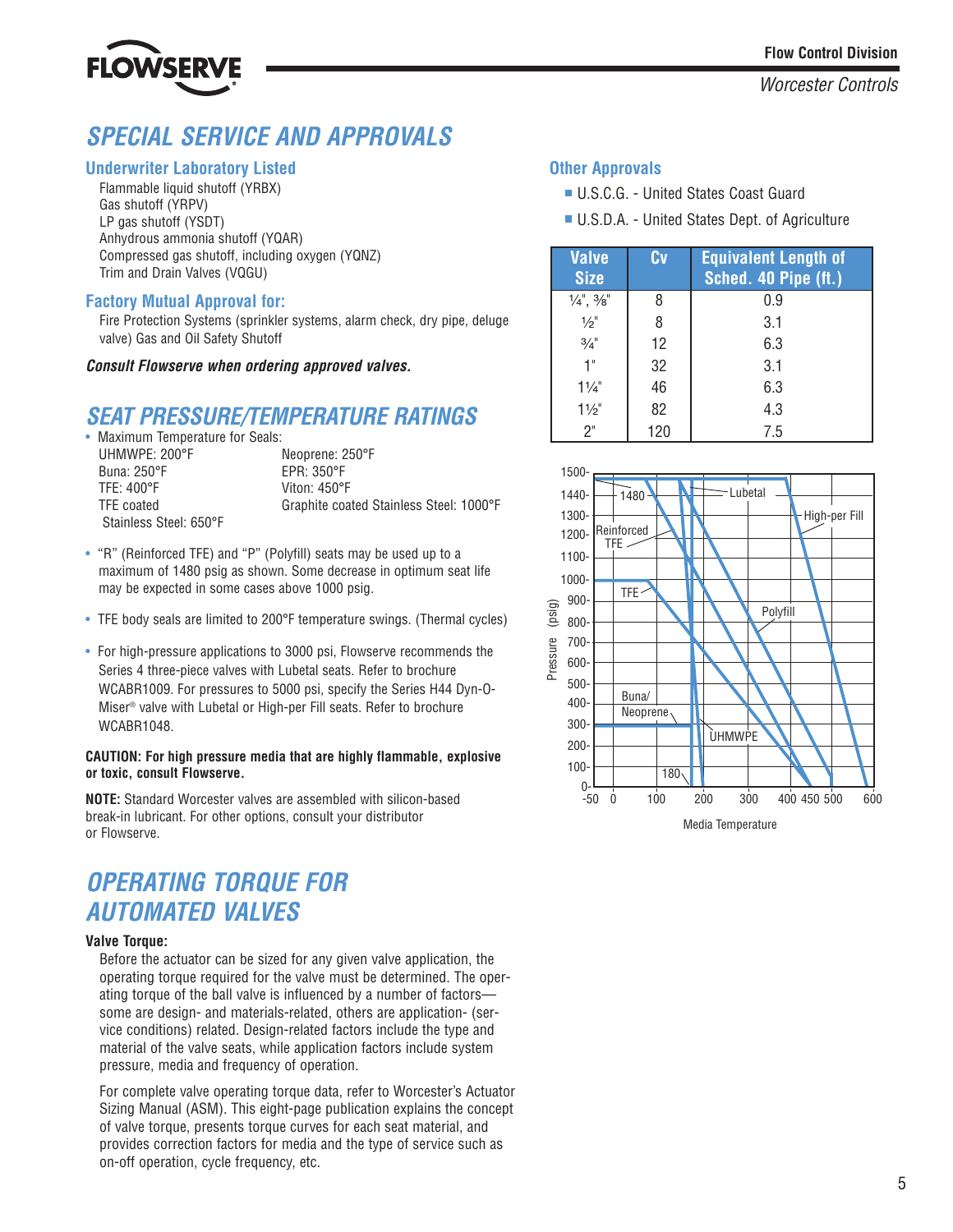# SPECIAL SERVICE AND APPROVALS

## Underwriter Laboratory Listed

Flammable liquid shutoff (YRBX)
Gas shutoff (YRPV)
LP gas shutoff (YSDT)
Anhydrous ammonia shutoff (YQAR)
Compressed gas shutoff, including oxygen (YQNZ)
Trim and Drain Valves (VQGU)

## Factory Mutual Approval for:

Fire Protection Systems (sprinkler systems, alarm check, dry pipe, deluge valve) Gas and Oil Safety Shutoff

***Consult Flowserve when ordering approved valves.***

## Other Approvals

- U.S.C.G. - United States Coast Guard
- U.S.D.A. - United States Dept. of Agriculture

| Valve Size | Cv | Equivalent Length of Sched. 40 Pipe (ft.) |
|---|---|---|
| ¼", ⅜" | 8 | 0.9 |
| ½" | 8 | 3.1 |
| ¾" | 12 | 6.3 |
| 1" | 32 | 3.1 |
| 1¼" | 46 | 6.3 |
| 1½" | 82 | 4.3 |
| 2" | 120 | 7.5 |

# SEAT PRESSURE/TEMPERATURE RATINGS

- Maximum Temperature for Seals:

| | |
|---|---|
| UHMWPE: 200°F | Neoprene: 250°F |
| Buna: 250°F | EPR: 350°F |
| TFE: 400°F | Viton: 450°F |
| TFE coated Stainless Steel: 650°F | Graphite coated Stainless Steel: 1000°F |

- "R" (Reinforced TFE) and "P" (Polyfill) seats may be used up to a maximum of 1480 psig as shown. Some decrease in optimum seat life may be expected in some cases above 1000 psig.
- TFE body seals are limited to 200°F temperature swings. (Thermal cycles)
- For high-pressure applications to 3000 psi, Flowserve recommends the Series 4 three-piece valves with Lubetal seats. Refer to brochure WCABR1009. For pressures to 5000 psi, specify the Series H44 Dyn-O-Miser® valve with Lubetal or High-per Fill seats. Refer to brochure WCABR1048.

**CAUTION: For high pressure media that are highly flammable, explosive or toxic, consult Flowserve.**

**NOTE:** Standard Worcester valves are assembled with silicon-based break-in lubricant. For other options, consult your distributor or Flowserve.

# OPERATING TORQUE FOR AUTOMATED VALVES

### Valve Torque:

Before the actuator can be sized for any given valve application, the operating torque required for the valve must be determined. The operating torque of the ball valve is influenced by a number of factors—some are design- and materials-related, others are application- (service conditions) related. Design-related factors include the type and material of the valve seats, while application factors include system pressure, media and frequency of operation.

For complete valve operating torque data, refer to Worcester's Actuator Sizing Manual (ASM). This eight-page publication explains the concept of valve torque, presents torque curves for each seat material, and provides correction factors for media and the type of service such as on-off operation, cycle frequency, etc.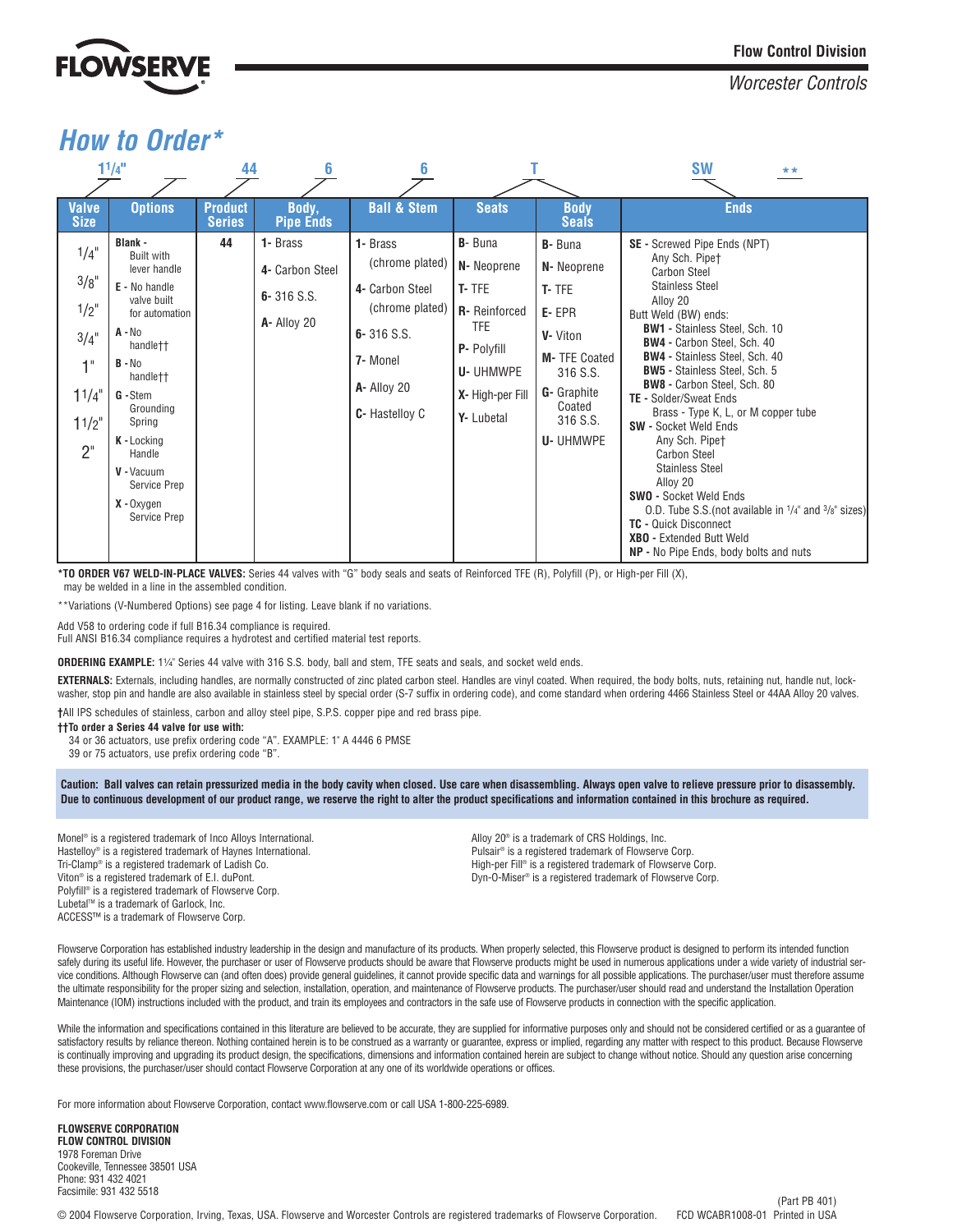## How to Order*

| 1¼" | | 44 | 6 | 6 | T | | SW | ** |
|---|---|---|---|---|---|---|---|---|
| **Valve Size** | **Options** | **Product Series** | **Body, Pipe Ends** | **Ball & Stem** | **Seats** | **Body Seals** | **Ends** | |
| 1/4"<br>3/8"<br>1/2"<br>3/4"<br>1"<br>1¼"<br>1½"<br>2" | **Blank -** Built with lever handle<br>**E -** No handle valve built for automation<br>**A -** No handle††<br>**B -** No handle††<br>**G -** Stem Grounding Spring<br>**K -** Locking Handle<br>**V -** Vacuum Service Prep<br>**X -** Oxygen Service Prep | **44** | **1-** Brass<br>**4-** Carbon Steel<br>**6-** 316 S.S.<br>**A-** Alloy 20 | **1-** Brass (chrome plated)<br>**4-** Carbon Steel (chrome plated)<br>**6-** 316 S.S.<br>**7-** Monel<br>**A-** Alloy 20<br>**C-** Hastelloy C | **B-** Buna<br>**N-** Neoprene<br>**T-** TFE<br>**R-** Reinforced TFE<br>**P-** Polyfill<br>**U-** UHMWPE<br>**X-** High-per Fill<br>**Y-** Lubetal | **B-** Buna<br>**N-** Neoprene<br>**T-** TFE<br>**E-** EPR<br>**V-** Viton<br>**M-** TFE Coated 316 S.S.<br>**G-** Graphite Coated 316 S.S.<br>**U-** UHMWPE | **SE -** Screwed Pipe Ends (NPT) Any Sch. Pipe† Carbon Steel Stainless Steel Alloy 20<br>Butt Weld (BW) ends:<br>**BW1 -** Stainless Steel, Sch. 10<br>**BW4 -** Carbon Steel, Sch. 40<br>**BW4 -** Stainless Steel, Sch. 40<br>**BW5 -** Stainless Steel, Sch. 5<br>**BW8 -** Carbon Steel, Sch. 80<br>**TE -** Solder/Sweat Ends Brass - Type K, L, or M copper tube<br>**SW -** Socket Weld Ends Any Sch. Pipe† Carbon Steel Stainless Steel Alloy 20<br>**SWO -** Socket Weld Ends O.D. Tube S.S.(not available in ¼" and ⅜" sizes)<br>**TC -** Quick Disconnect<br>**XBO -** Extended Butt Weld<br>**NP -** No Pipe Ends, body bolts and nuts | |

***TO ORDER V67 WELD-IN-PLACE VALVES:** Series 44 valves with "G" body seals and seats of Reinforced TFE (R), Polyfill (P), or High-per Fill (X), may be welded in a line in the assembled condition.

**Variations (V-Numbered Options) see page 4 for listing. Leave blank if no variations.

Add V58 to ordering code if full B16.34 compliance is required.
Full ANSI B16.34 compliance requires a hydrotest and certified material test reports.

**ORDERING EXAMPLE:** 1¼" Series 44 valve with 316 S.S. body, ball and stem, TFE seats and seals, and socket weld ends.

**EXTERNALS:** Externals, including handles, are normally constructed of zinc plated carbon steel. Handles are vinyl coated. When required, the body bolts, nuts, retaining nut, handle nut, lock-washer, stop pin and handle are also available in stainless steel by special order (S-7 suffix in ordering code), and come standard when ordering 4466 Stainless Steel or 44AA Alloy 20 valves.

†All IPS schedules of stainless, carbon and alloy steel pipe, S.P.S. copper pipe and red brass pipe.

**††To order a Series 44 valve for use with:**
34 or 36 actuators, use prefix ordering code "A". EXAMPLE: 1" A 4446 6 PMSE
39 or 75 actuators, use prefix ordering code "B".

**Caution: Ball valves can retain pressurized media in the body cavity when closed. Use care when disassembling. Always open valve to relieve pressure prior to disassembly. Due to continuous development of our product range, we reserve the right to alter the product specifications and information contained in this brochure as required.**

Monel® is a registered trademark of Inco Alloys International.
Hastelloy® is a registered trademark of Haynes International.
Tri-Clamp® is a registered trademark of Ladish Co.
Viton® is a registered trademark of E.I. duPont.
Polyfill® is a registered trademark of Flowserve Corp.
Lubetal™ is a trademark of Garlock, Inc.
ACCESS™ is a trademark of Flowserve Corp.
Alloy 20® is a trademark of CRS Holdings, Inc.
Pulsair® is a registered trademark of Flowserve Corp.
High-per Fill® is a registered trademark of Flowserve Corp.
Dyn-O-Miser® is a registered trademark of Flowserve Corp.

Flowserve Corporation has established industry leadership in the design and manufacture of its products. When properly selected, this Flowserve product is designed to perform its intended function safely during its useful life. However, the purchaser or user of Flowserve products should be aware that Flowserve products might be used in numerous applications under a wide variety of industrial service conditions. Although Flowserve can (and often does) provide general guidelines, it cannot provide specific data and warnings for all possible applications. The purchaser/user must therefore assume the ultimate responsibility for the proper sizing and selection, installation, operation, and maintenance of Flowserve products. The purchaser/user should read and understand the Installation Operation Maintenance (IOM) instructions included with the product, and train its employees and contractors in the safe use of Flowserve products in connection with the specific application.

While the information and specifications contained in this literature are believed to be accurate, they are supplied for informative purposes only and should not be considered certified or as a guarantee of satisfactory results by reliance thereon. Nothing contained herein is to be construed as a warranty or guarantee, express or implied, regarding any matter with respect to this product. Because Flowserve is continually improving and upgrading its product design, the specifications, dimensions and information contained herein are subject to change without notice. Should any question arise concerning these provisions, the purchaser/user should contact Flowserve Corporation at any one of its worldwide operations or offices.

For more information about Flowserve Corporation, contact www.flowserve.com or call USA 1-800-225-6989.

**FLOWSERVE CORPORATION**
**FLOW CONTROL DIVISION**
1978 Foreman Drive
Cookeville, Tennessee 38501 USA
Phone: 931 432 4021
Facsimile: 931 432 5518

(Part PB 401)

© 2004 Flowserve Corporation, Irving, Texas, USA. Flowserve and Worcester Controls are registered trademarks of Flowserve Corporation. FCD WCABR1008-01 Printed in USA